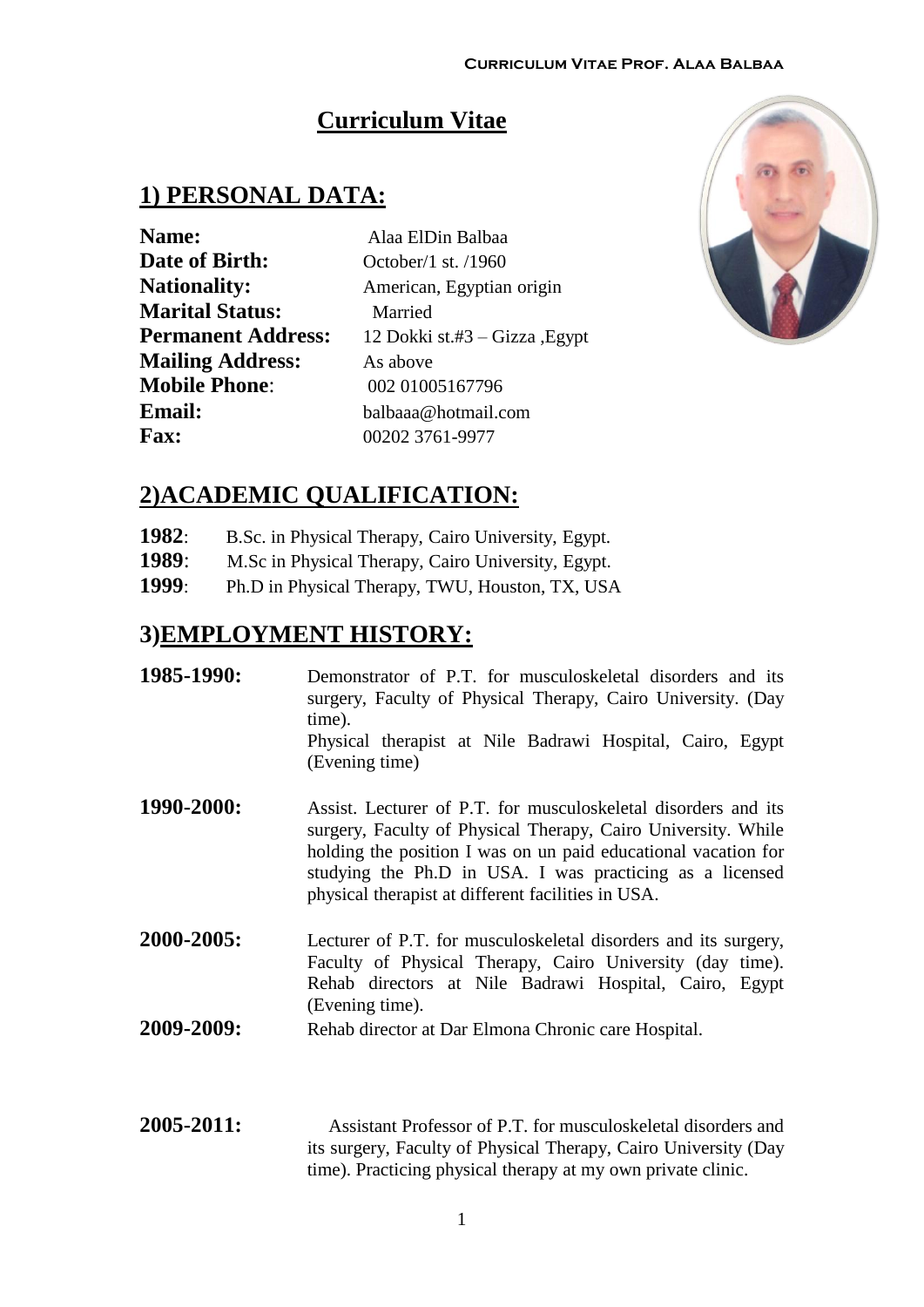# Curriculum Vitae

## 1) PERSONAL DATA:

**Name:** Alaa ElDin Balbaa
**Date of Birth:** October/1 st. /1960
**Nationality:** American, Egyptian origin
**Marital Status:** Married
**Permanent Address:** 12 Dokki st.#3 – Gizza ,Egypt
**Mailing Address:** As above
**Mobile Phone**: 002 01005167796
**Email:** balbaaa@hotmail.com
**Fax:** 00202 3761-9977

## 2)ACADEMIC QUALIFICATION:

**1982**: B.Sc. in Physical Therapy, Cairo University, Egypt.
**1989**: M.Sc in Physical Therapy, Cairo University, Egypt.
**1999**: Ph.D in Physical Therapy, TWU, Houston, TX, USA

## 3)EMPLOYMENT HISTORY:

**1985-1990:** Demonstrator of P.T. for musculoskeletal disorders and its surgery, Faculty of Physical Therapy, Cairo University. (Day time).
Physical therapist at Nile Badrawi Hospital, Cairo, Egypt (Evening time)

**1990-2000:** Assist. Lecturer of P.T. for musculoskeletal disorders and its surgery, Faculty of Physical Therapy, Cairo University. While holding the position I was on un paid educational vacation for studying the Ph.D in USA. I was practicing as a licensed physical therapist at different facilities in USA.

**2000-2005:** Lecturer of P.T. for musculoskeletal disorders and its surgery, Faculty of Physical Therapy, Cairo University (day time). Rehab directors at Nile Badrawi Hospital, Cairo, Egypt (Evening time).

**2009-2009:** Rehab director at Dar Elmona Chronic care Hospital.

**2005-2011:** Assistant Professor of P.T. for musculoskeletal disorders and its surgery, Faculty of Physical Therapy, Cairo University (Day time). Practicing physical therapy at my own private clinic.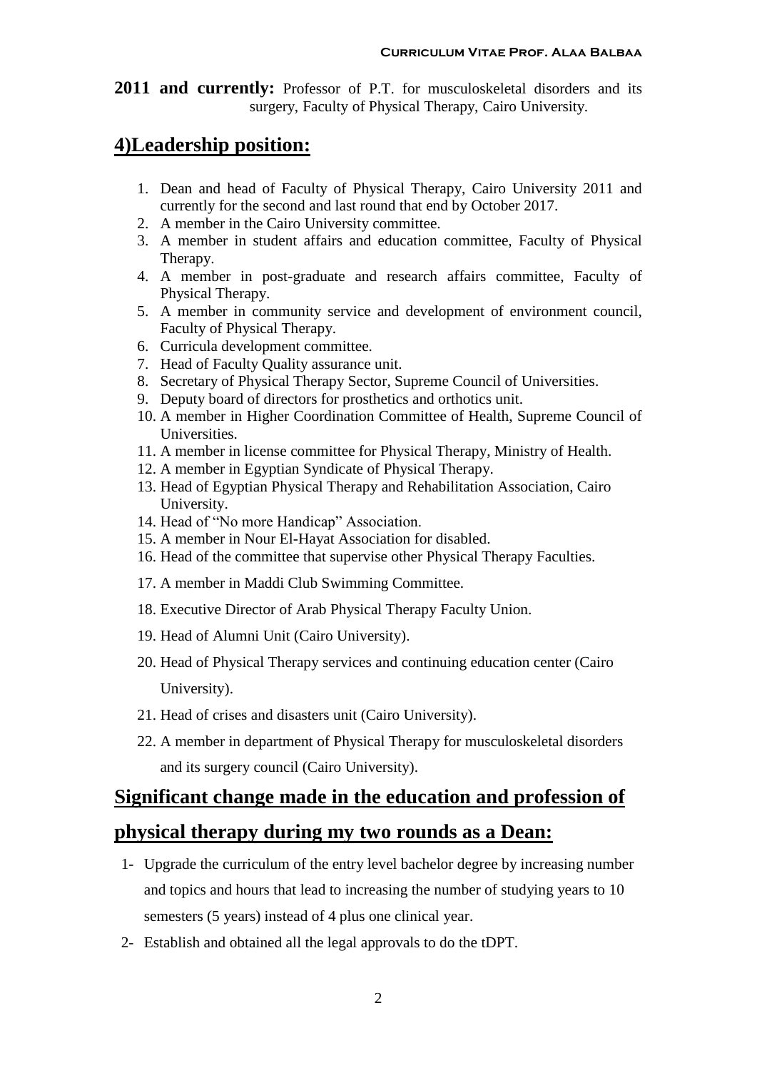**2011 and currently:** Professor of P.T. for musculoskeletal disorders and its surgery, Faculty of Physical Therapy, Cairo University.

## 4)Leadership position:

1. Dean and head of Faculty of Physical Therapy, Cairo University 2011 and currently for the second and last round that end by October 2017.
2. A member in the Cairo University committee.
3. A member in student affairs and education committee, Faculty of Physical Therapy.
4. A member in post-graduate and research affairs committee, Faculty of Physical Therapy.
5. A member in community service and development of environment council, Faculty of Physical Therapy.
6. Curricula development committee.
7. Head of Faculty Quality assurance unit.
8. Secretary of Physical Therapy Sector, Supreme Council of Universities.
9. Deputy board of directors for prosthetics and orthotics unit.
10. A member in Higher Coordination Committee of Health, Supreme Council of Universities.
11. A member in license committee for Physical Therapy, Ministry of Health.
12. A member in Egyptian Syndicate of Physical Therapy.
13. Head of Egyptian Physical Therapy and Rehabilitation Association, Cairo University.
14. Head of "No more Handicap" Association.
15. A member in Nour El-Hayat Association for disabled.
16. Head of the committee that supervise other Physical Therapy Faculties.
17. A member in Maddi Club Swimming Committee.
18. Executive Director of Arab Physical Therapy Faculty Union.
19. Head of Alumni Unit (Cairo University).
20. Head of Physical Therapy services and continuing education center (Cairo University).
21. Head of crises and disasters unit (Cairo University).
22. A member in department of Physical Therapy for musculoskeletal disorders and its surgery council (Cairo University).

## Significant change made in the education and profession of physical therapy during my two rounds as a Dean:

1- Upgrade the curriculum of the entry level bachelor degree by increasing number and topics and hours that lead to increasing the number of studying years to 10 semesters (5 years) instead of 4 plus one clinical year.

2- Establish and obtained all the legal approvals to do the tDPT.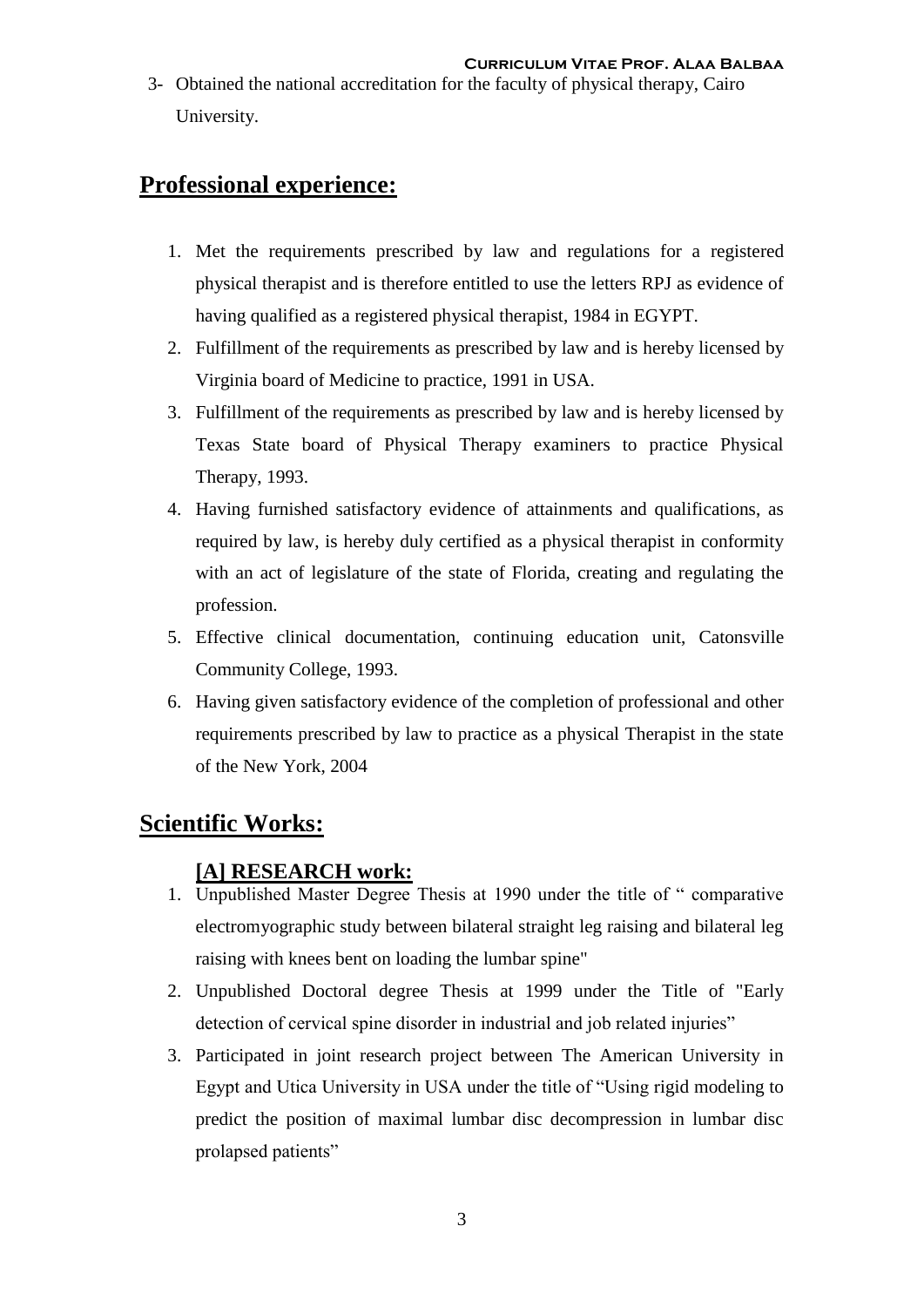3- Obtained the national accreditation for the faculty of physical therapy, Cairo University.

## Professional experience:

1. Met the requirements prescribed by law and regulations for a registered physical therapist and is therefore entitled to use the letters RPJ as evidence of having qualified as a registered physical therapist, 1984 in EGYPT.
2. Fulfillment of the requirements as prescribed by law and is hereby licensed by Virginia board of Medicine to practice, 1991 in USA.
3. Fulfillment of the requirements as prescribed by law and is hereby licensed by Texas State board of Physical Therapy examiners to practice Physical Therapy, 1993.
4. Having furnished satisfactory evidence of attainments and qualifications, as required by law, is hereby duly certified as a physical therapist in conformity with an act of legislature of the state of Florida, creating and regulating the profession.
5. Effective clinical documentation, continuing education unit, Catonsville Community College, 1993.
6. Having given satisfactory evidence of the completion of professional and other requirements prescribed by law to practice as a physical Therapist in the state of the New York, 2004

## Scientific Works:

### [A] RESEARCH work:

1. Unpublished Master Degree Thesis at 1990 under the title of " comparative electromyographic study between bilateral straight leg raising and bilateral leg raising with knees bent on loading the lumbar spine"
2. Unpublished Doctoral degree Thesis at 1999 under the Title of "Early detection of cervical spine disorder in industrial and job related injuries"
3. Participated in joint research project between The American University in Egypt and Utica University in USA under the title of "Using rigid modeling to predict the position of maximal lumbar disc decompression in lumbar disc prolapsed patients"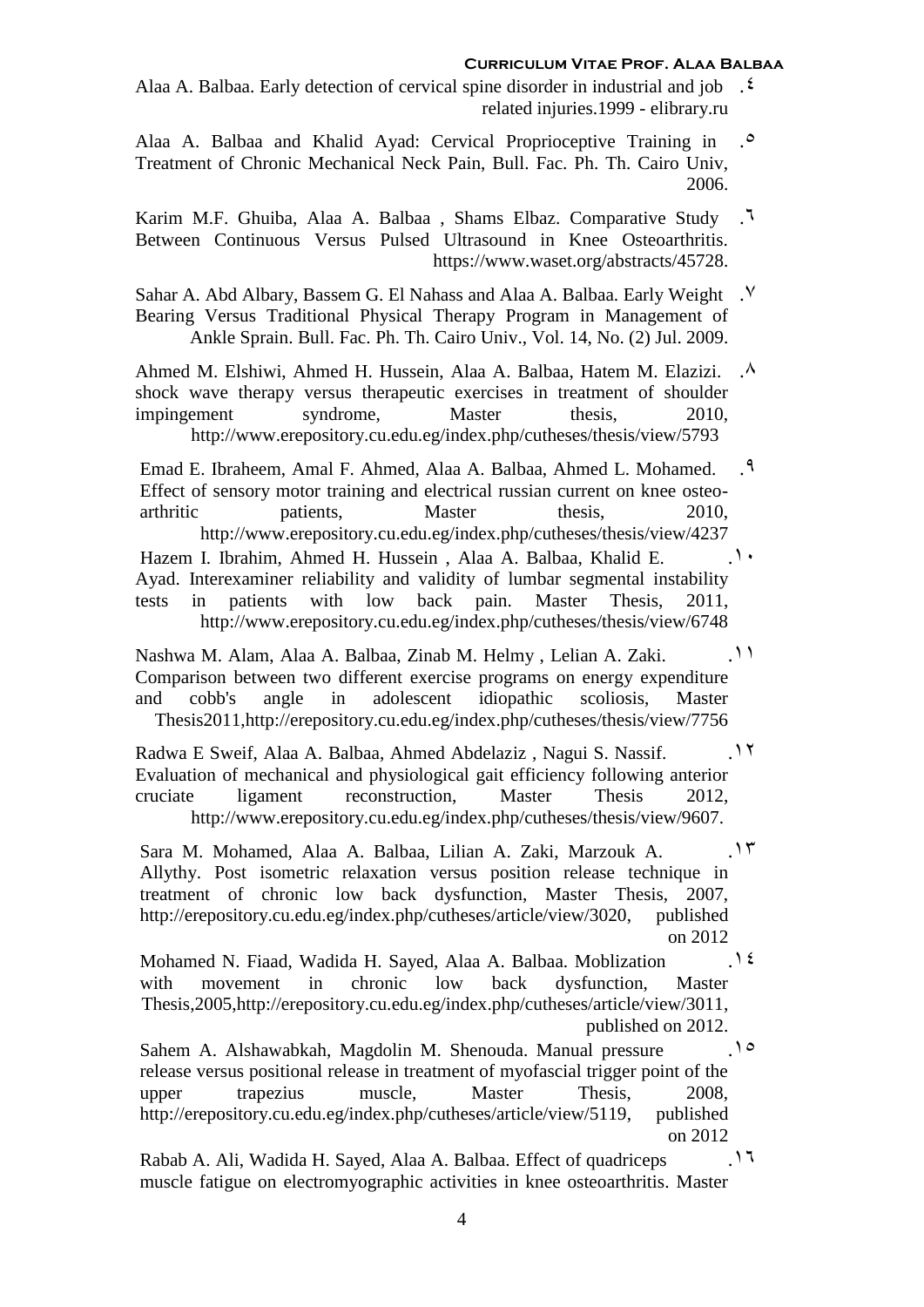4. Alaa A. Balbaa. Early detection of cervical spine disorder in industrial and job related injuries.1999 - elibrary.ru

5. Alaa A. Balbaa and Khalid Ayad: Cervical Proprioceptive Training in Treatment of Chronic Mechanical Neck Pain, Bull. Fac. Ph. Th. Cairo Univ, 2006.

6. Karim M.F. Ghuiba, Alaa A. Balbaa , Shams Elbaz. Comparative Study Between Continuous Versus Pulsed Ultrasound in Knee Osteoarthritis. https://www.waset.org/abstracts/45728.

7. Sahar A. Abd Albary, Bassem G. El Nahass and Alaa A. Balbaa. Early Weight Bearing Versus Traditional Physical Therapy Program in Management of Ankle Sprain. Bull. Fac. Ph. Th. Cairo Univ., Vol. 14, No. (2) Jul. 2009.

8. Ahmed M. Elshiwi, Ahmed H. Hussein, Alaa A. Balbaa, Hatem M. Elazizi. shock wave therapy versus therapeutic exercises in treatment of shoulder impingement syndrome, Master thesis, 2010, http://www.erepository.cu.edu.eg/index.php/cutheses/thesis/view/5793

9. Emad E. Ibraheem, Amal F. Ahmed, Alaa A. Balbaa, Ahmed L. Mohamed. Effect of sensory motor training and electrical russian current on knee osteo-arthritic patients, Master thesis, 2010, http://www.erepository.cu.edu.eg/index.php/cutheses/thesis/view/4237

10. Hazem I. Ibrahim, Ahmed H. Hussein , Alaa A. Balbaa, Khalid E. Ayad. Interexaminer reliability and validity of lumbar segmental instability tests in patients with low back pain. Master Thesis, 2011, http://www.erepository.cu.edu.eg/index.php/cutheses/thesis/view/6748

11. Nashwa M. Alam, Alaa A. Balbaa, Zinab M. Helmy , Lelian A. Zaki. Comparison between two different exercise programs on energy expenditure and cobb's angle in adolescent idiopathic scoliosis, Master Thesis2011,http://erepository.cu.edu.eg/index.php/cutheses/thesis/view/7756

12. Radwa E Sweif, Alaa A. Balbaa, Ahmed Abdelaziz , Nagui S. Nassif. Evaluation of mechanical and physiological gait efficiency following anterior cruciate ligament reconstruction, Master Thesis 2012, http://www.erepository.cu.edu.eg/index.php/cutheses/thesis/view/9607.

13. Sara M. Mohamed, Alaa A. Balbaa, Lilian A. Zaki, Marzouk A. Allythy. Post isometric relaxation versus position release technique in treatment of chronic low back dysfunction, Master Thesis, 2007, http://erepository.cu.edu.eg/index.php/cutheses/article/view/3020, published on 2012

14. Mohamed N. Fiaad, Wadida H. Sayed, Alaa A. Balbaa. Moblization with movement in chronic low back dysfunction, Master Thesis,2005,http://erepository.cu.edu.eg/index.php/cutheses/article/view/3011, published on 2012.

15. Sahem A. Alshawabkah, Magdolin M. Shenouda. Manual pressure release versus positional release in treatment of myofascial trigger point of the upper trapezius muscle, Master Thesis, 2008, http://erepository.cu.edu.eg/index.php/cutheses/article/view/5119, published on 2012

16. Rabab A. Ali, Wadida H. Sayed, Alaa A. Balbaa. Effect of quadriceps muscle fatigue on electromyographic activities in knee osteoarthritis. Master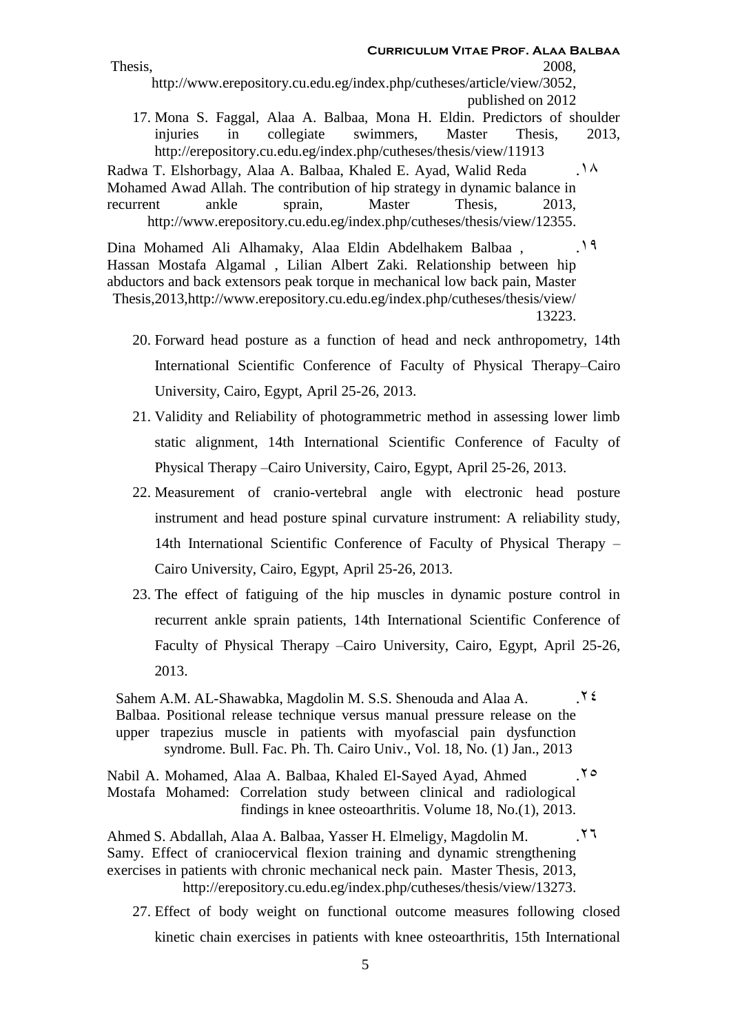Thesis, 2008, http://www.erepository.cu.edu.eg/index.php/cutheses/article/view/3052, published on 2012

17. Mona S. Faggal, Alaa A. Balbaa, Mona H. Eldin. Predictors of shoulder injuries in collegiate swimmers, Master Thesis, 2013, http://erepository.cu.edu.eg/index.php/cutheses/thesis/view/11913
18. Radwa T. Elshorbagy, Alaa A. Balbaa, Khaled E. Ayad, Walid Reda Mohamed Awad Allah. The contribution of hip strategy in dynamic balance in recurrent ankle sprain, Master Thesis, 2013, http://www.erepository.cu.edu.eg/index.php/cutheses/thesis/view/12355.
19. Dina Mohamed Ali Alhamaky, Alaa Eldin Abdelhakem Balbaa , Hassan Mostafa Algamal , Lilian Albert Zaki. Relationship between hip abductors and back extensors peak torque in mechanical low back pain, Master Thesis,2013,http://www.erepository.cu.edu.eg/index.php/cutheses/thesis/view/13223.
20. Forward head posture as a function of head and neck anthropometry, 14th International Scientific Conference of Faculty of Physical Therapy–Cairo University, Cairo, Egypt, April 25-26, 2013.
21. Validity and Reliability of photogrammetric method in assessing lower limb static alignment, 14th International Scientific Conference of Faculty of Physical Therapy –Cairo University, Cairo, Egypt, April 25-26, 2013.
22. Measurement of cranio-vertebral angle with electronic head posture instrument and head posture spinal curvature instrument: A reliability study, 14th International Scientific Conference of Faculty of Physical Therapy – Cairo University, Cairo, Egypt, April 25-26, 2013.
23. The effect of fatiguing of the hip muscles in dynamic posture control in recurrent ankle sprain patients, 14th International Scientific Conference of Faculty of Physical Therapy –Cairo University, Cairo, Egypt, April 25-26, 2013.
24. Sahem A.M. AL-Shawabka, Magdolin M. S.S. Shenouda and Alaa A. Balbaa. Positional release technique versus manual pressure release on the upper trapezius muscle in patients with myofascial pain dysfunction syndrome. Bull. Fac. Ph. Th. Cairo Univ., Vol. 18, No. (1) Jan., 2013
25. Nabil A. Mohamed, Alaa A. Balbaa, Khaled El-Sayed Ayad, Ahmed Mostafa Mohamed: Correlation study between clinical and radiological findings in knee osteoarthritis. Volume 18, No.(1), 2013.
26. Ahmed S. Abdallah, Alaa A. Balbaa, Yasser H. Elmeligy, Magdolin M. Samy. Effect of craniocervical flexion training and dynamic strengthening exercises in patients with chronic mechanical neck pain. Master Thesis, 2013, http://erepository.cu.edu.eg/index.php/cutheses/thesis/view/13273.
27. Effect of body weight on functional outcome measures following closed kinetic chain exercises in patients with knee osteoarthritis, 15th International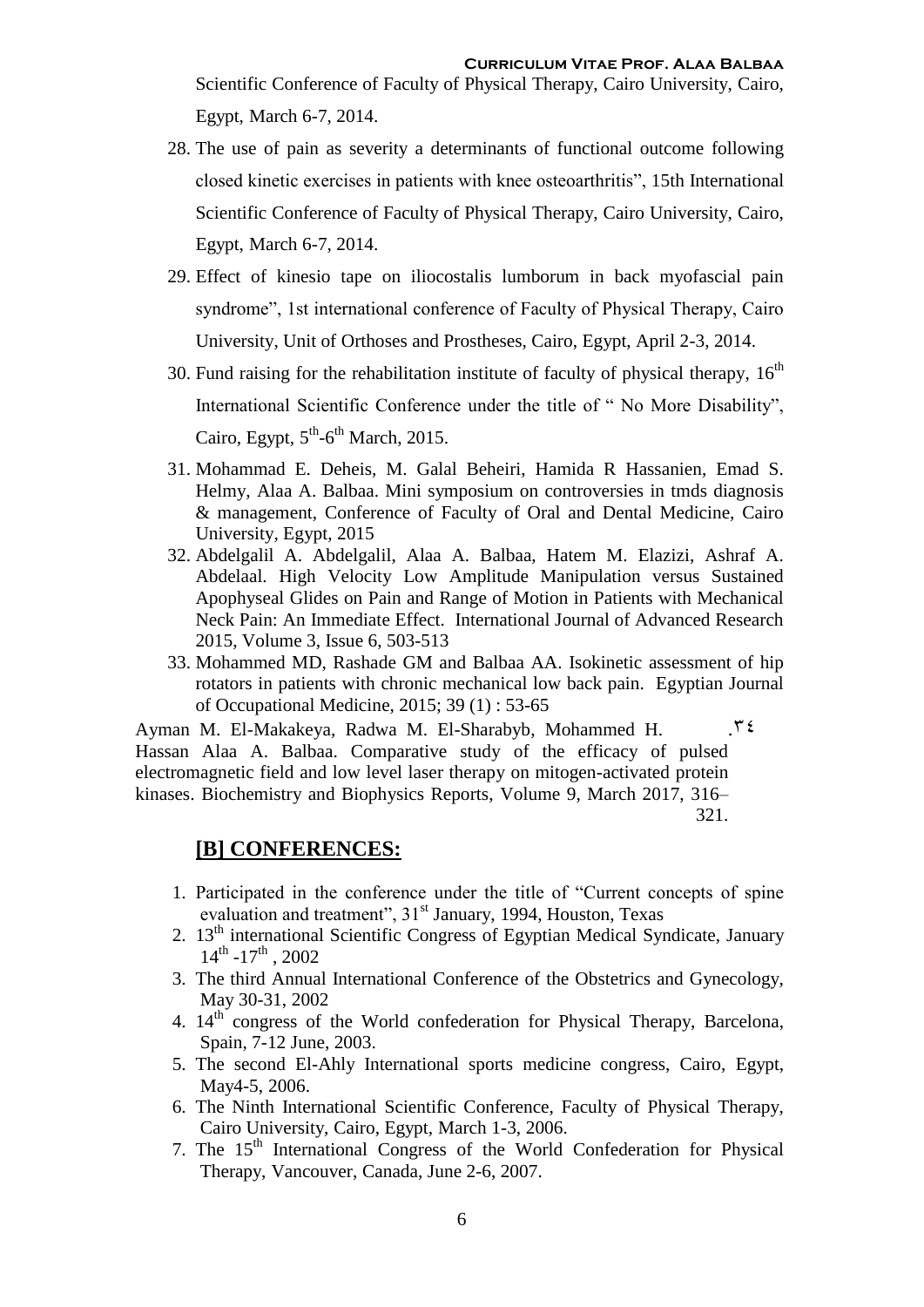Scientific Conference of Faculty of Physical Therapy, Cairo University, Cairo, Egypt, March 6-7, 2014.

28. The use of pain as severity a determinants of functional outcome following closed kinetic exercises in patients with knee osteoarthritis", 15th International Scientific Conference of Faculty of Physical Therapy, Cairo University, Cairo, Egypt, March 6-7, 2014.
29. Effect of kinesio tape on iliocostalis lumborum in back myofascial pain syndrome", 1st international conference of Faculty of Physical Therapy, Cairo University, Unit of Orthoses and Prostheses, Cairo, Egypt, April 2-3, 2014.
30. Fund raising for the rehabilitation institute of faculty of physical therapy, 16th International Scientific Conference under the title of " No More Disability", Cairo, Egypt, 5th-6th March, 2015.
31. Mohammad E. Deheis, M. Galal Beheiri, Hamida R Hassanien, Emad S. Helmy, Alaa A. Balbaa. Mini symposium on controversies in tmds diagnosis & management, Conference of Faculty of Oral and Dental Medicine, Cairo University, Egypt, 2015
32. Abdelgalil A. Abdelgalil, Alaa A. Balbaa, Hatem M. Elazizi, Ashraf A. Abdelaal. High Velocity Low Amplitude Manipulation versus Sustained Apophyseal Glides on Pain and Range of Motion in Patients with Mechanical Neck Pain: An Immediate Effect. International Journal of Advanced Research 2015, Volume 3, Issue 6, 503-513
33. Mohammed MD, Rashade GM and Balbaa AA. Isokinetic assessment of hip rotators in patients with chronic mechanical low back pain. Egyptian Journal of Occupational Medicine, 2015; 39 (1) : 53-65

.٣٤ Ayman M. El-Makakeya, Radwa M. El-Sharabyb, Mohammed H. Hassan Alaa A. Balbaa. Comparative study of the efficacy of pulsed electromagnetic field and low level laser therapy on mitogen-activated protein kinases. Biochemistry and Biophysics Reports, Volume 9, March 2017, 316–321.

## [B] CONFERENCES:

1. Participated in the conference under the title of "Current concepts of spine evaluation and treatment", 31st January, 1994, Houston, Texas
2. 13th international Scientific Congress of Egyptian Medical Syndicate, January 14th -17th , 2002
3. The third Annual International Conference of the Obstetrics and Gynecology, May 30-31, 2002
4. 14th congress of the World confederation for Physical Therapy, Barcelona, Spain, 7-12 June, 2003.
5. The second El-Ahly International sports medicine congress, Cairo, Egypt, May4-5, 2006.
6. The Ninth International Scientific Conference, Faculty of Physical Therapy, Cairo University, Cairo, Egypt, March 1-3, 2006.
7. The 15th International Congress of the World Confederation for Physical Therapy, Vancouver, Canada, June 2-6, 2007.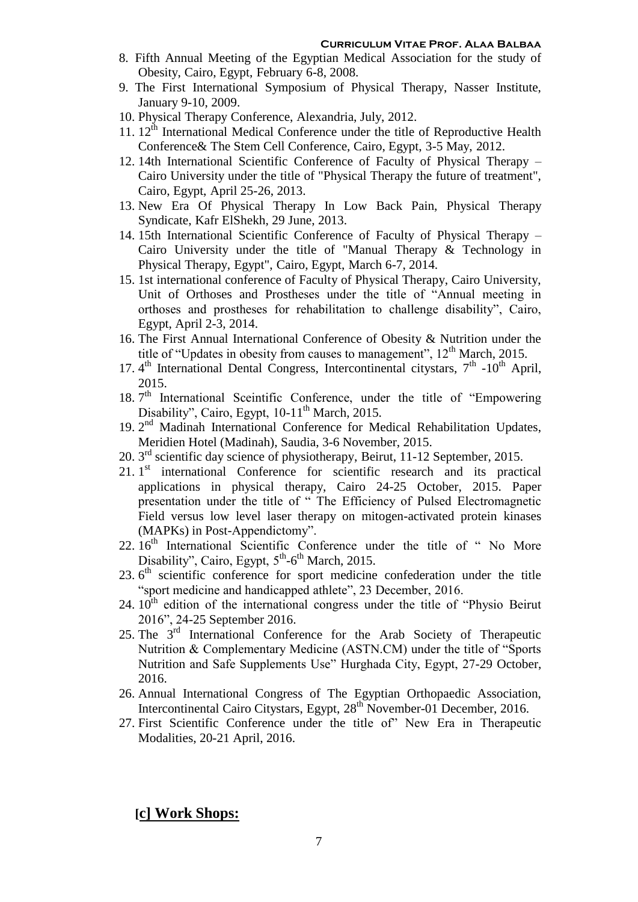8. Fifth Annual Meeting of the Egyptian Medical Association for the study of Obesity, Cairo, Egypt, February 6-8, 2008.
9. The First International Symposium of Physical Therapy, Nasser Institute, January 9-10, 2009.
10. Physical Therapy Conference, Alexandria, July, 2012.
11. 12th International Medical Conference under the title of Reproductive Health Conference& The Stem Cell Conference, Cairo, Egypt, 3-5 May, 2012.
12. 14th International Scientific Conference of Faculty of Physical Therapy – Cairo University under the title of "Physical Therapy the future of treatment", Cairo, Egypt, April 25-26, 2013.
13. New Era Of Physical Therapy In Low Back Pain, Physical Therapy Syndicate, Kafr ElShekh, 29 June, 2013.
14. 15th International Scientific Conference of Faculty of Physical Therapy – Cairo University under the title of "Manual Therapy & Technology in Physical Therapy, Egypt", Cairo, Egypt, March 6-7, 2014.
15. 1st international conference of Faculty of Physical Therapy, Cairo University, Unit of Orthoses and Prostheses under the title of "Annual meeting in orthoses and prostheses for rehabilitation to challenge disability", Cairo, Egypt, April 2-3, 2014.
16. The First Annual International Conference of Obesity & Nutrition under the title of "Updates in obesity from causes to management", 12th March, 2015.
17. 4th International Dental Congress, Intercontinental citystars, 7th -10th April, 2015.
18. 7th International Sceintific Conference, under the title of "Empowering Disability", Cairo, Egypt, 10-11th March, 2015.
19. 2nd Madinah International Conference for Medical Rehabilitation Updates, Meridien Hotel (Madinah), Saudia, 3-6 November, 2015.
20. 3rd scientific day science of physiotherapy, Beirut, 11-12 September, 2015.
21. 1st international Conference for scientific research and its practical applications in physical therapy, Cairo 24-25 October, 2015. Paper presentation under the title of " The Efficiency of Pulsed Electromagnetic Field versus low level laser therapy on mitogen-activated protein kinases (MAPKs) in Post-Appendictomy".
22. 16th International Scientific Conference under the title of " No More Disability", Cairo, Egypt, 5th-6th March, 2015.
23. 6th scientific conference for sport medicine confederation under the title "sport medicine and handicapped athlete", 23 December, 2016.
24. 10th edition of the international congress under the title of "Physio Beirut 2016", 24-25 September 2016.
25. The 3rd International Conference for the Arab Society of Therapeutic Nutrition & Complementary Medicine (ASTN.CM) under the title of "Sports Nutrition and Safe Supplements Use" Hurghada City, Egypt, 27-29 October, 2016.
26. Annual International Congress of The Egyptian Orthopaedic Association, Intercontinental Cairo Citystars, Egypt, 28th November-01 December, 2016.
27. First Scientific Conference under the title of" New Era in Therapeutic Modalities, 20-21 April, 2016.

## [c] Work Shops: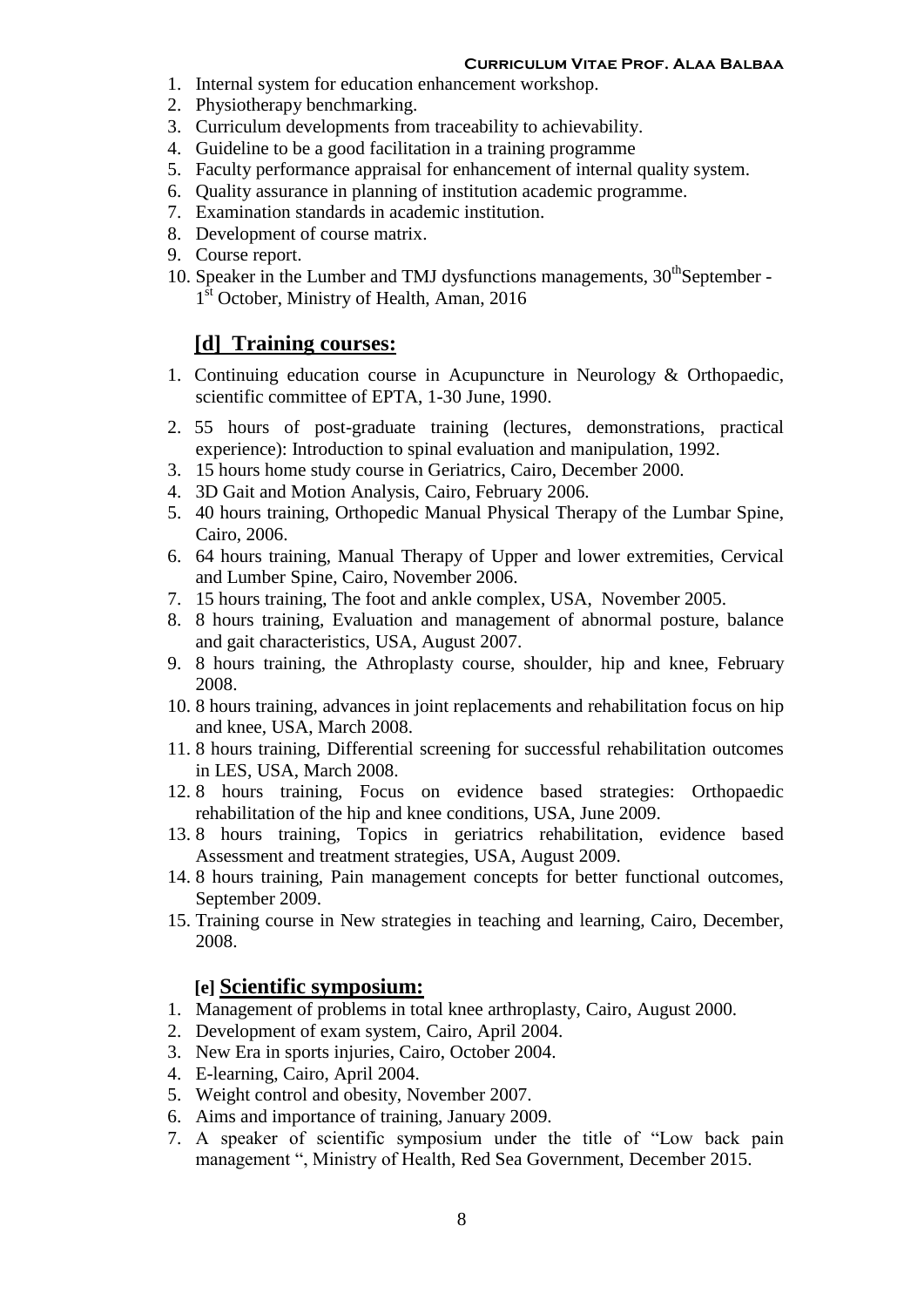1. Internal system for education enhancement workshop.
2. Physiotherapy benchmarking.
3. Curriculum developments from traceability to achievability.
4. Guideline to be a good facilitation in a training programme
5. Faculty performance appraisal for enhancement of internal quality system.
6. Quality assurance in planning of institution academic programme.
7. Examination standards in academic institution.
8. Development of course matrix.
9. Course report.
10. Speaker in the Lumber and TMJ dysfunctions managements, 30th September - 1st October, Ministry of Health, Aman, 2016

## [d] Training courses:

1. Continuing education course in Acupuncture in Neurology & Orthopaedic, scientific committee of EPTA, 1-30 June, 1990.
2. 55 hours of post-graduate training (lectures, demonstrations, practical experience): Introduction to spinal evaluation and manipulation, 1992.
3. 15 hours home study course in Geriatrics, Cairo, December 2000.
4. 3D Gait and Motion Analysis, Cairo, February 2006.
5. 40 hours training, Orthopedic Manual Physical Therapy of the Lumbar Spine, Cairo, 2006.
6. 64 hours training, Manual Therapy of Upper and lower extremities, Cervical and Lumber Spine, Cairo, November 2006.
7. 15 hours training, The foot and ankle complex, USA, November 2005.
8. 8 hours training, Evaluation and management of abnormal posture, balance and gait characteristics, USA, August 2007.
9. 8 hours training, the Athroplasty course, shoulder, hip and knee, February 2008.
10. 8 hours training, advances in joint replacements and rehabilitation focus on hip and knee, USA, March 2008.
11. 8 hours training, Differential screening for successful rehabilitation outcomes in LES, USA, March 2008.
12. 8 hours training, Focus on evidence based strategies: Orthopaedic rehabilitation of the hip and knee conditions, USA, June 2009.
13. 8 hours training, Topics in geriatrics rehabilitation, evidence based Assessment and treatment strategies, USA, August 2009.
14. 8 hours training, Pain management concepts for better functional outcomes, September 2009.
15. Training course in New strategies in teaching and learning, Cairo, December, 2008.

## [e] Scientific symposium:

1. Management of problems in total knee arthroplasty, Cairo, August 2000.
2. Development of exam system, Cairo, April 2004.
3. New Era in sports injuries, Cairo, October 2004.
4. E-learning, Cairo, April 2004.
5. Weight control and obesity, November 2007.
6. Aims and importance of training, January 2009.
7. A speaker of scientific symposium under the title of "Low back pain management ", Ministry of Health, Red Sea Government, December 2015.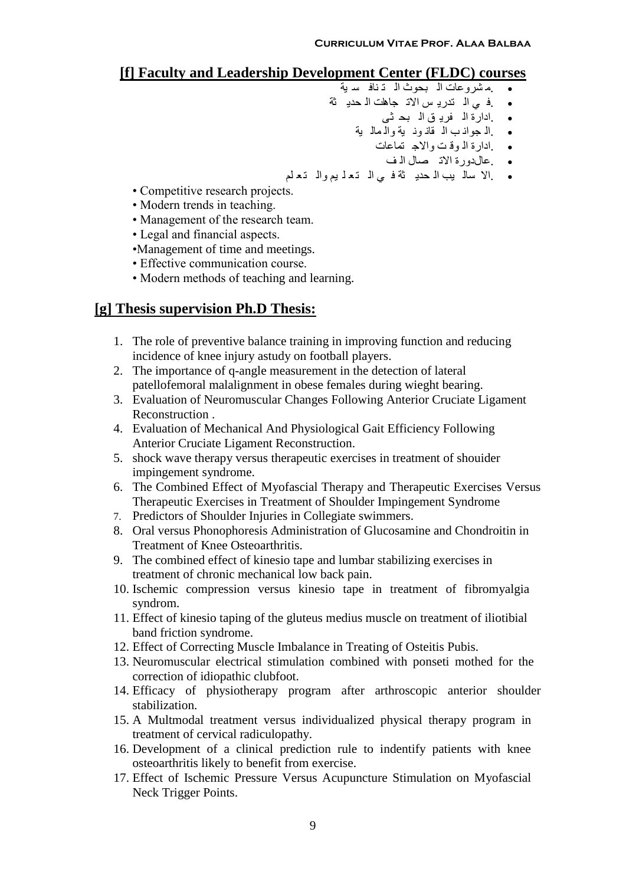## [f] Faculty and Leadership Development Center (FLDC) courses

- .مشروعات البحوث التنافسية
- .في التدريس الاتجاهات الحديثة
- .ادارة الفريق البحثى
- .الجوانب القانونية والمالية
- .ادارة الوقت والاجتماعات
- .عالدورة الاتصال الف
- .الاساليب الحديثة في التعليم والتعلم

- Competitive research projects.
- Modern trends in teaching.
- Management of the research team.
- Legal and financial aspects.
- Management of time and meetings.
- Effective communication course.
- Modern methods of teaching and learning.

## [g] Thesis supervision Ph.D Thesis:

1. The role of preventive balance training in improving function and reducing incidence of knee injury astudy on football players.
2. The importance of q-angle measurement in the detection of lateral patellofemoral malalignment in obese females during wieght bearing.
3. Evaluation of Neuromuscular Changes Following Anterior Cruciate Ligament Reconstruction .
4. Evaluation of Mechanical And Physiological Gait Efficiency Following Anterior Cruciate Ligament Reconstruction.
5. shock wave therapy versus therapeutic exercises in treatment of shouider impingement syndrome.
6. The Combined Effect of Myofascial Therapy and Therapeutic Exercises Versus Therapeutic Exercises in Treatment of Shoulder Impingement Syndrome
7. Predictors of Shoulder Injuries in Collegiate swimmers.
8. Oral versus Phonophoresis Administration of Glucosamine and Chondroitin in Treatment of Knee Osteoarthritis.
9. The combined effect of kinesio tape and lumbar stabilizing exercises in treatment of chronic mechanical low back pain.
10. Ischemic compression versus kinesio tape in treatment of fibromyalgia syndrom.
11. Effect of kinesio taping of the gluteus medius muscle on treatment of iliotibial band friction syndrome.
12. Effect of Correcting Muscle Imbalance in Treating of Osteitis Pubis.
13. Neuromuscular electrical stimulation combined with ponseti mothed for the correction of idiopathic clubfoot.
14. Efficacy of physiotherapy program after arthroscopic anterior shoulder stabilization.
15. A Multmodal treatment versus individualized physical therapy program in treatment of cervical radiculopathy.
16. Development of a clinical prediction rule to indentify patients with knee osteoarthritis likely to benefit from exercise.
17. Effect of Ischemic Pressure Versus Acupuncture Stimulation on Myofascial Neck Trigger Points.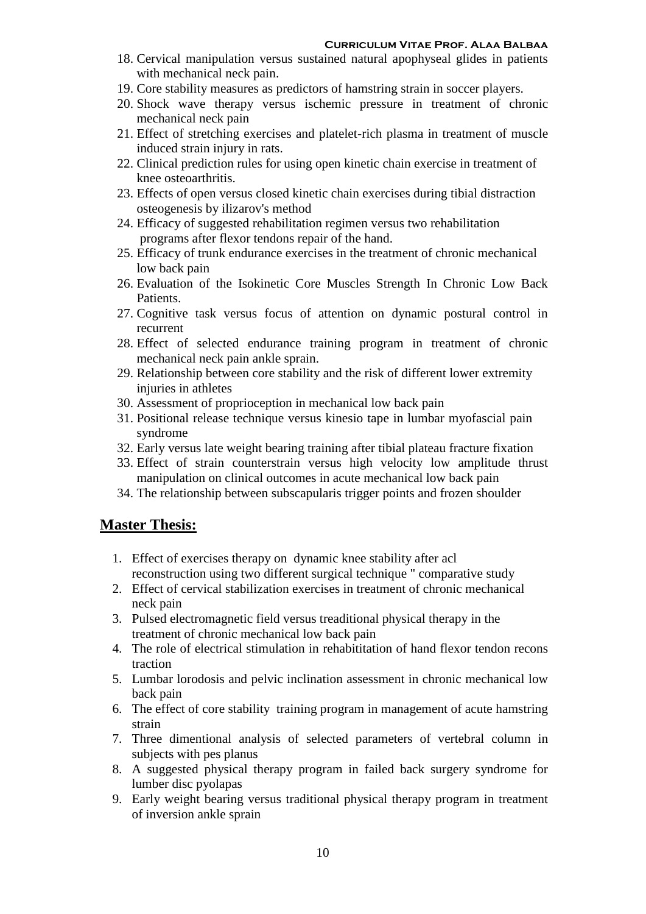18. Cervical manipulation versus sustained natural apophyseal glides in patients with mechanical neck pain.
19. Core stability measures as predictors of hamstring strain in soccer players.
20. Shock wave therapy versus ischemic pressure in treatment of chronic mechanical neck pain
21. Effect of stretching exercises and platelet-rich plasma in treatment of muscle induced strain injury in rats.
22. Clinical prediction rules for using open kinetic chain exercise in treatment of knee osteoarthritis.
23. Effects of open versus closed kinetic chain exercises during tibial distraction osteogenesis by ilizarov's method
24. Efficacy of suggested rehabilitation regimen versus two rehabilitation programs after flexor tendons repair of the hand.
25. Efficacy of trunk endurance exercises in the treatment of chronic mechanical low back pain
26. Evaluation of the Isokinetic Core Muscles Strength In Chronic Low Back Patients.
27. Cognitive task versus focus of attention on dynamic postural control in recurrent
28. Effect of selected endurance training program in treatment of chronic mechanical neck pain ankle sprain.
29. Relationship between core stability and the risk of different lower extremity injuries in athletes
30. Assessment of proprioception in mechanical low back pain
31. Positional release technique versus kinesio tape in lumbar myofascial pain syndrome
32. Early versus late weight bearing training after tibial plateau fracture fixation
33. Effect of strain counterstrain versus high velocity low amplitude thrust manipulation on clinical outcomes in acute mechanical low back pain
34. The relationship between subscapularis trigger points and frozen shoulder

## Master Thesis:

1. Effect of exercises therapy on dynamic knee stability after acl reconstruction using two different surgical technique " comparative study
2. Effect of cervical stabilization exercises in treatment of chronic mechanical neck pain
3. Pulsed electromagnetic field versus treaditional physical therapy in the treatment of chronic mechanical low back pain
4. The role of electrical stimulation in rehabititation of hand flexor tendon recons traction
5. Lumbar lorodosis and pelvic inclination assessment in chronic mechanical low back pain
6. The effect of core stability training program in management of acute hamstring strain
7. Three dimentional analysis of selected parameters of vertebral column in subjects with pes planus
8. A suggested physical therapy program in failed back surgery syndrome for lumber disc pyolapas
9. Early weight bearing versus traditional physical therapy program in treatment of inversion ankle sprain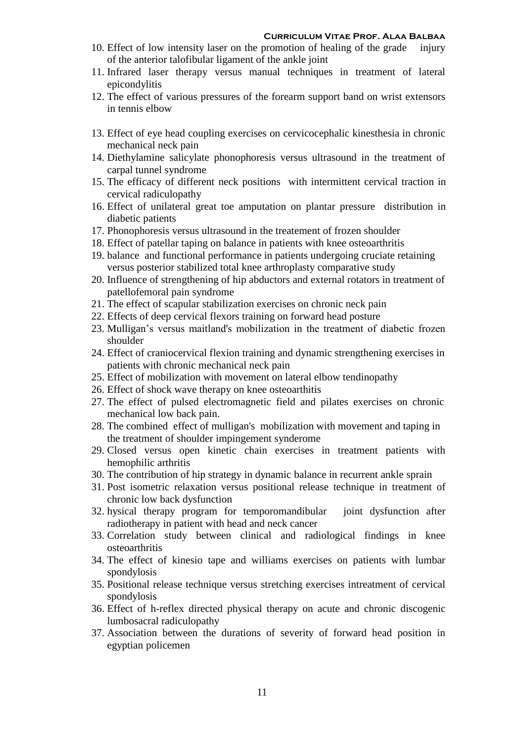10. Effect of low intensity laser on the promotion of healing of the grade injury of the anterior talofibular ligament of the ankle joint
11. Infrared laser therapy versus manual techniques in treatment of lateral epicondylitis
12. The effect of various pressures of the forearm support band on wrist extensors in tennis elbow
13. Effect of eye head coupling exercises on cervicocephalic kinesthesia in chronic mechanical neck pain
14. Diethylamine salicylate phonophoresis versus ultrasound in the treatment of carpal tunnel syndrome
15. The efficacy of different neck positions with intermittent cervical traction in cervical radiculopathy
16. Effect of unilateral great toe amputation on plantar pressure distribution in diabetic patients
17. Phonophoresis versus ultrasound in the treatement of frozen shoulder
18. Effect of patellar taping on balance in patients with knee osteoarthritis
19. balance and functional performance in patients undergoing cruciate retaining versus posterior stabilized total knee arthroplasty comparative study
20. Influence of strengthening of hip abductors and external rotators in treatment of patellofemoral pain syndrome
21. The effect of scapular stabilization exercises on chronic neck pain
22. Effects of deep cervical flexors training on forward head posture
23. Mulligan's versus maitland's mobilization in the treatment of diabetic frozen shoulder
24. Effect of craniocervical flexion training and dynamic strengthening exercises in patients with chronic mechanical neck pain
25. Effect of mobilization with movement on lateral elbow tendinopathy
26. Effect of shock wave therapy on knee osteoarthitis
27. The effect of pulsed electromagnetic field and pilates exercises on chronic mechanical low back pain.
28. The combined effect of mulligan's mobilization with movement and taping in the treatment of shoulder impingement synderome
29. Closed versus open kinetic chain exercises in treatment patients with hemophilic arthritis
30. The contribution of hip strategy in dynamic balance in recurrent ankle sprain
31. Post isometric relaxation versus positional release technique in treatment of chronic low back dysfunction
32. hysical therapy program for temporomandibular joint dysfunction after radiotherapy in patient with head and neck cancer
33. Correlation study between clinical and radiological findings in knee osteoarthritis
34. The effect of kinesio tape and williams exercises on patients with lumbar spondylosis
35. Positional release technique versus stretching exercises intreatment of cervical spondylosis
36. Effect of h-reflex directed physical therapy on acute and chronic discogenic lumbosacral radiculopathy
37. Association between the durations of severity of forward head position in egyptian policemen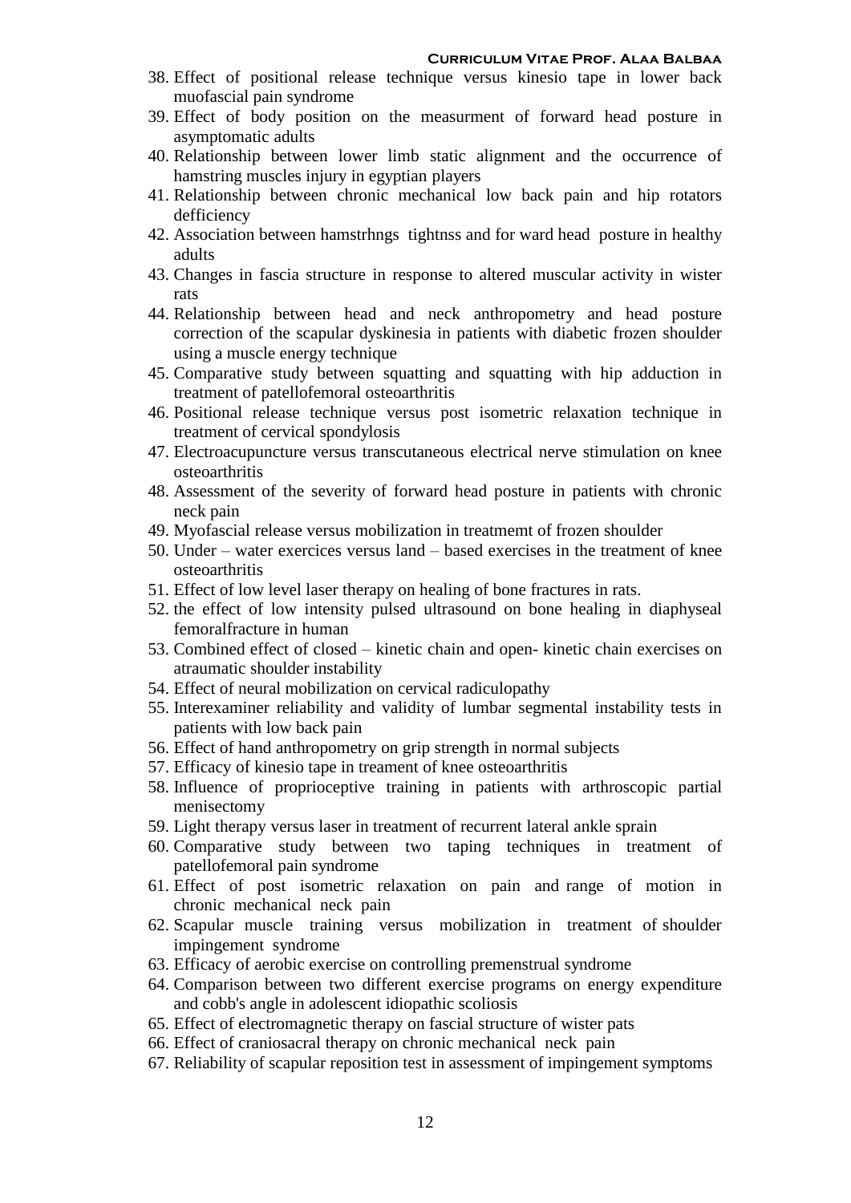38. Effect of positional release technique versus kinesio tape in lower back muofascial pain syndrome
39. Effect of body position on the measurment of forward head posture in asymptomatic adults
40. Relationship between lower limb static alignment and the occurrence of hamstring muscles injury in egyptian players
41. Relationship between chronic mechanical low back pain and hip rotators defficiency
42. Association between hamstrhngs tightnss and for ward head posture in healthy adults
43. Changes in fascia structure in response to altered muscular activity in wister rats
44. Relationship between head and neck anthropometry and head posture correction of the scapular dyskinesia in patients with diabetic frozen shoulder using a muscle energy technique
45. Comparative study between squatting and squatting with hip adduction in treatment of patellofemoral osteoarthritis
46. Positional release technique versus post isometric relaxation technique in treatment of cervical spondylosis
47. Electroacupuncture versus transcutaneous electrical nerve stimulation on knee osteoarthritis
48. Assessment of the severity of forward head posture in patients with chronic neck pain
49. Myofascial release versus mobilization in treatmemt of frozen shoulder
50. Under – water exercices versus land – based exercises in the treatment of knee osteoarthritis
51. Effect of low level laser therapy on healing of bone fractures in rats.
52. the effect of low intensity pulsed ultrasound on bone healing in diaphyseal femoralfracture in human
53. Combined effect of closed – kinetic chain and open- kinetic chain exercises on atraumatic shoulder instability
54. Effect of neural mobilization on cervical radiculopathy
55. Interexaminer reliability and validity of lumbar segmental instability tests in patients with low back pain
56. Effect of hand anthropometry on grip strength in normal subjects
57. Efficacy of kinesio tape in treament of knee osteoarthritis
58. Influence of proprioceptive training in patients with arthroscopic partial menisectomy
59. Light therapy versus laser in treatment of recurrent lateral ankle sprain
60. Comparative study between two taping techniques in treatment of patellofemoral pain syndrome
61. Effect of post isometric relaxation on pain and range of motion in chronic mechanical neck pain
62. Scapular muscle training versus mobilization in treatment of shoulder impingement syndrome
63. Efficacy of aerobic exercise on controlling premenstrual syndrome
64. Comparison between two different exercise programs on energy expenditure and cobb's angle in adolescent idiopathic scoliosis
65. Effect of electromagnetic therapy on fascial structure of wister pats
66. Effect of craniosacral therapy on chronic mechanical neck pain
67. Reliability of scapular reposition test in assessment of impingement symptoms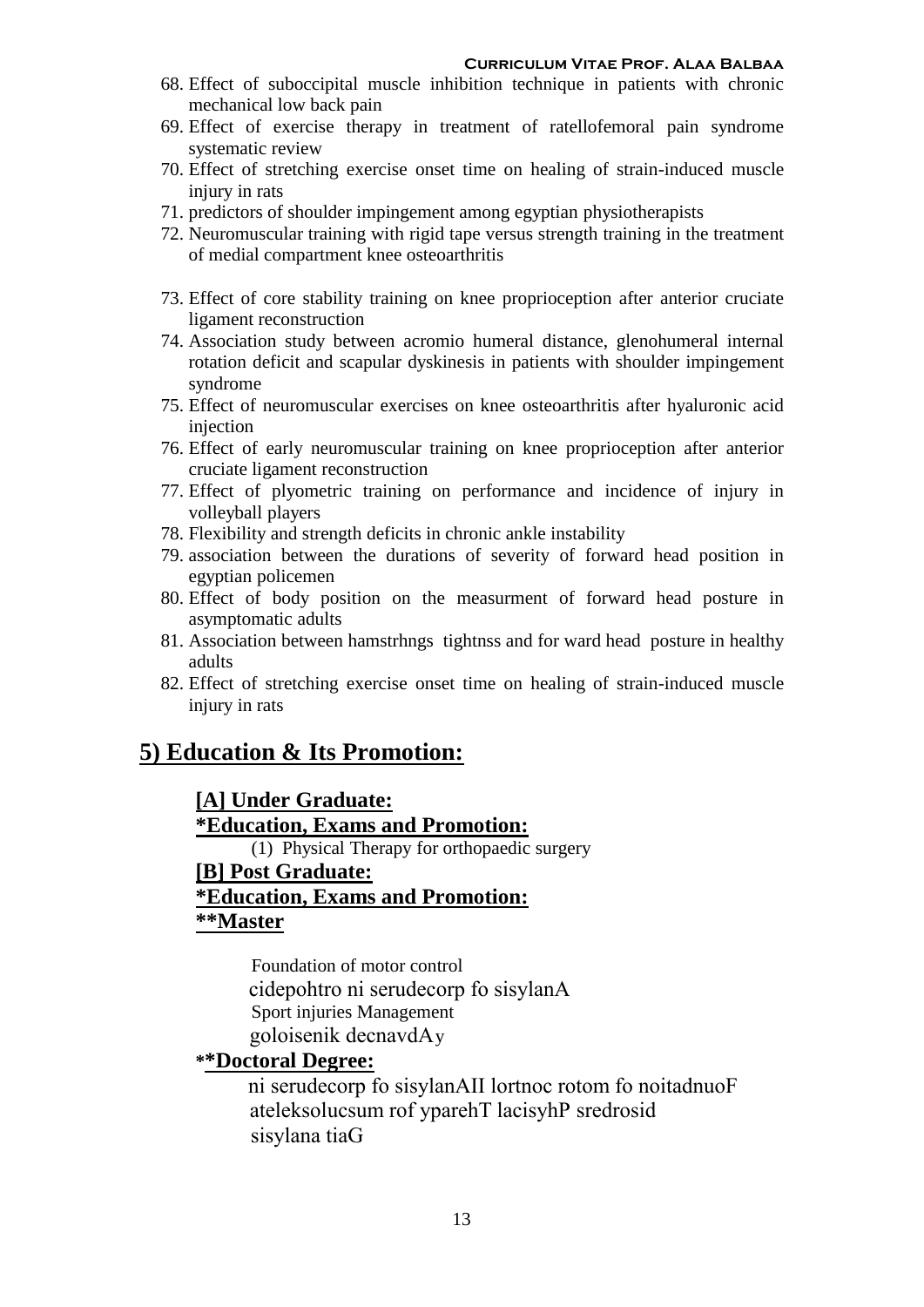68. Effect of suboccipital muscle inhibition technique in patients with chronic mechanical low back pain
69. Effect of exercise therapy in treatment of ratellofemoral pain syndrome systematic review
70. Effect of stretching exercise onset time on healing of strain-induced muscle injury in rats
71. predictors of shoulder impingement among egyptian physiotherapists
72. Neuromuscular training with rigid tape versus strength training in the treatment of medial compartment knee osteoarthritis
73. Effect of core stability training on knee proprioception after anterior cruciate ligament reconstruction
74. Association study between acromio humeral distance, glenohumeral internal rotation deficit and scapular dyskinesis in patients with shoulder impingement syndrome
75. Effect of neuromuscular exercises on knee osteoarthritis after hyaluronic acid injection
76. Effect of early neuromuscular training on knee proprioception after anterior cruciate ligament reconstruction
77. Effect of plyometric training on performance and incidence of injury in volleyball players
78. Flexibility and strength deficits in chronic ankle instability
79. association between the durations of severity of forward head position in egyptian policemen
80. Effect of body position on the measurment of forward head posture in asymptomatic adults
81. Association between hamstrhngs tightnss and for ward head posture in healthy adults
82. Effect of stretching exercise onset time on healing of strain-induced muscle injury in rats

## 5) Education & Its Promotion:

**[A] Under Graduate:**

**\*Education, Exams and Promotion:**

(1) Physical Therapy for orthopaedic surgery

**[B] Post Graduate:**

**\*Education, Exams and Promotion:**

**\*\*Master**

Foundation of motor control

cidepohtro ni serudecorp fo sisylanA

Sport injuries Management

goloisenik decnavdAy

**\*\*Doctoral Degree:**

ni serudecorp fo sisylanAII lortnoc rotom fo noitadnuoF

ateleksolucsum rof yparehT lacisyhP sredrosid

sisylana tiaG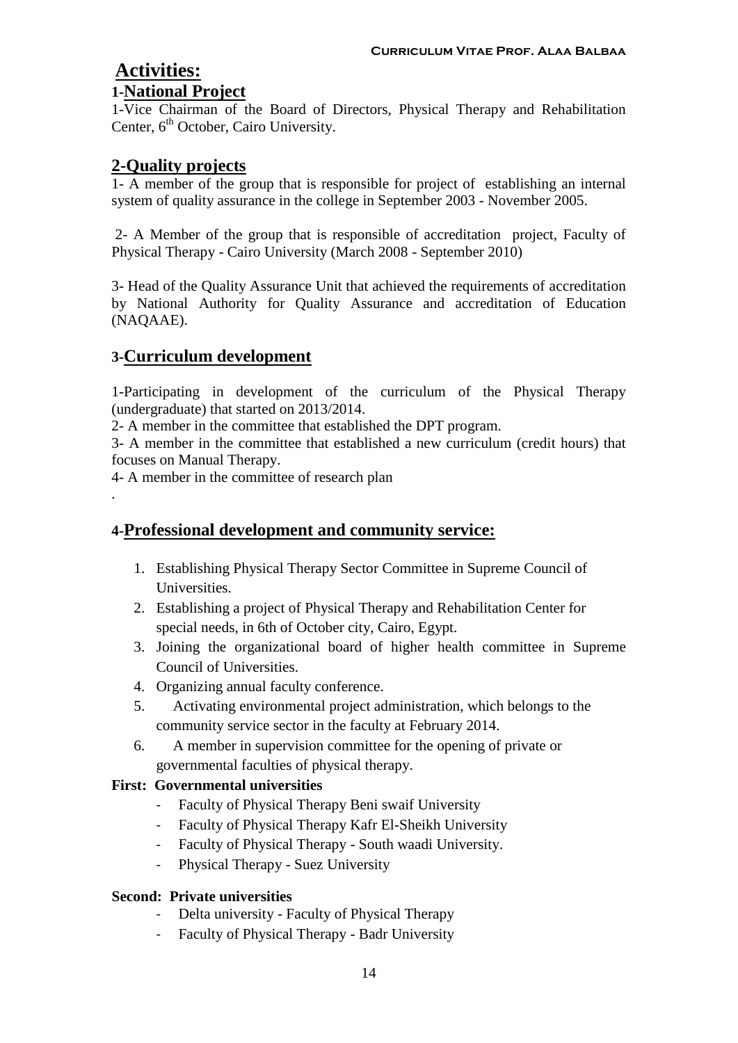# Activities:

## 1-National Project

1-Vice Chairman of the Board of Directors, Physical Therapy and Rehabilitation Center, 6th October, Cairo University.

## 2-Quality projects

1- A member of the group that is responsible for project of establishing an internal system of quality assurance in the college in September 2003 - November 2005.

2- A Member of the group that is responsible of accreditation project, Faculty of Physical Therapy - Cairo University (March 2008 - September 2010)

3- Head of the Quality Assurance Unit that achieved the requirements of accreditation by National Authority for Quality Assurance and accreditation of Education (NAQAAE).

## 3-Curriculum development

1-Participating in development of the curriculum of the Physical Therapy (undergraduate) that started on 2013/2014.
2- A member in the committee that established the DPT program.
3- A member in the committee that established a new curriculum (credit hours) that focuses on Manual Therapy.
4- A member in the committee of research plan
.

## 4-Professional development and community service:

1. Establishing Physical Therapy Sector Committee in Supreme Council of Universities.
2. Establishing a project of Physical Therapy and Rehabilitation Center for special needs, in 6th of October city, Cairo, Egypt.
3. Joining the organizational board of higher health committee in Supreme Council of Universities.
4. Organizing annual faculty conference.
5. Activating environmental project administration, which belongs to the community service sector in the faculty at February 2014.
6. A member in supervision committee for the opening of private or governmental faculties of physical therapy.

**First: Governmental universities**

- Faculty of Physical Therapy Beni swaif University
- Faculty of Physical Therapy Kafr El-Sheikh University
- Faculty of Physical Therapy - South waadi University.
- Physical Therapy - Suez University

**Second: Private universities**

- Delta university - Faculty of Physical Therapy
- Faculty of Physical Therapy - Badr University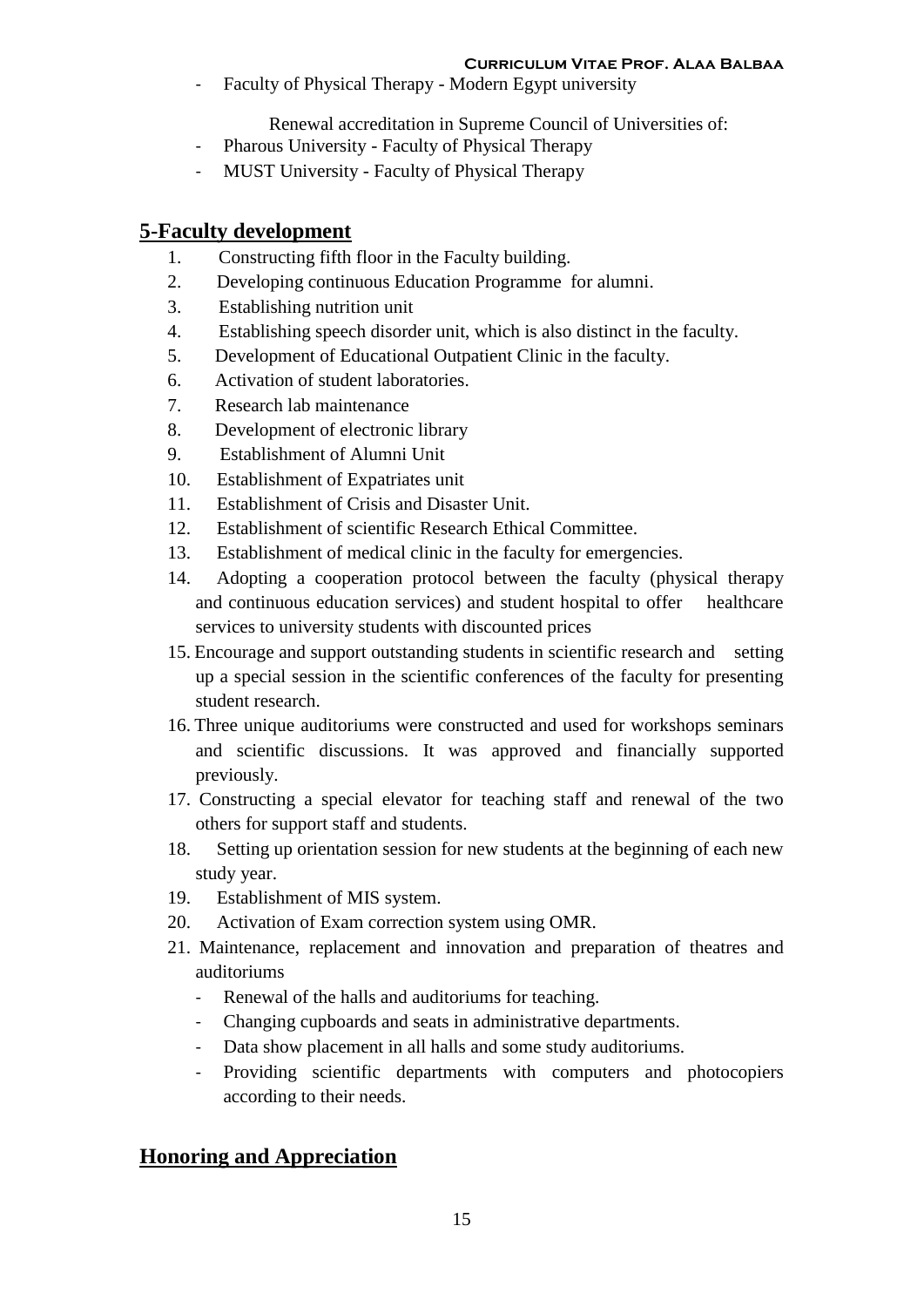- Faculty of Physical Therapy - Modern Egypt university

Renewal accreditation in Supreme Council of Universities of:

- Pharous University - Faculty of Physical Therapy
- MUST University - Faculty of Physical Therapy

## 5-Faculty development

1. Constructing fifth floor in the Faculty building.
2. Developing continuous Education Programme for alumni.
3. Establishing nutrition unit
4. Establishing speech disorder unit, which is also distinct in the faculty.
5. Development of Educational Outpatient Clinic in the faculty.
6. Activation of student laboratories.
7. Research lab maintenance
8. Development of electronic library
9. Establishment of Alumni Unit
10. Establishment of Expatriates unit
11. Establishment of Crisis and Disaster Unit.
12. Establishment of scientific Research Ethical Committee.
13. Establishment of medical clinic in the faculty for emergencies.
14. Adopting a cooperation protocol between the faculty (physical therapy and continuous education services) and student hospital to offer healthcare services to university students with discounted prices
15. Encourage and support outstanding students in scientific research and setting up a special session in the scientific conferences of the faculty for presenting student research.
16. Three unique auditoriums were constructed and used for workshops seminars and scientific discussions. It was approved and financially supported previously.
17. Constructing a special elevator for teaching staff and renewal of the two others for support staff and students.
18. Setting up orientation session for new students at the beginning of each new study year.
19. Establishment of MIS system.
20. Activation of Exam correction system using OMR.
21. Maintenance, replacement and innovation and preparation of theatres and auditoriums
    - Renewal of the halls and auditoriums for teaching.
    - Changing cupboards and seats in administrative departments.
    - Data show placement in all halls and some study auditoriums.
    - Providing scientific departments with computers and photocopiers according to their needs.

## Honoring and Appreciation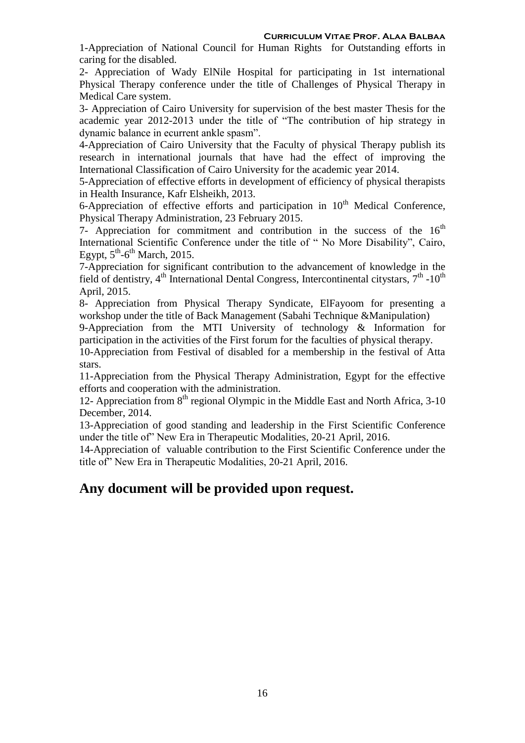1-Appreciation of National Council for Human Rights for Outstanding efforts in caring for the disabled.

2- Appreciation of Wady ElNile Hospital for participating in 1st international Physical Therapy conference under the title of Challenges of Physical Therapy in Medical Care system.

3- Appreciation of Cairo University for supervision of the best master Thesis for the academic year 2012-2013 under the title of "The contribution of hip strategy in dynamic balance in ecurrent ankle spasm".

4-Appreciation of Cairo University that the Faculty of physical Therapy publish its research in international journals that have had the effect of improving the International Classification of Cairo University for the academic year 2014.

5-Appreciation of effective efforts in development of efficiency of physical therapists in Health Insurance, Kafr Elsheikh, 2013.

6-Appreciation of effective efforts and participation in 10th Medical Conference, Physical Therapy Administration, 23 February 2015.

7- Appreciation for commitment and contribution in the success of the 16th International Scientific Conference under the title of " No More Disability", Cairo, Egypt, 5th-6th March, 2015.

7-Appreciation for significant contribution to the advancement of knowledge in the field of dentistry, 4th International Dental Congress, Intercontinental citystars, 7th -10th April, 2015.

8- Appreciation from Physical Therapy Syndicate, ElFayoom for presenting a workshop under the title of Back Management (Sabahi Technique &Manipulation)

9-Appreciation from the MTI University of technology & Information for participation in the activities of the First forum for the faculties of physical therapy.

10-Appreciation from Festival of disabled for a membership in the festival of Atta stars.

11-Appreciation from the Physical Therapy Administration, Egypt for the effective efforts and cooperation with the administration.

12- Appreciation from 8th regional Olympic in the Middle East and North Africa, 3-10 December, 2014.

13-Appreciation of good standing and leadership in the First Scientific Conference under the title of" New Era in Therapeutic Modalities, 20-21 April, 2016.

14-Appreciation of valuable contribution to the First Scientific Conference under the title of" New Era in Therapeutic Modalities, 20-21 April, 2016.

## Any document will be provided upon request.